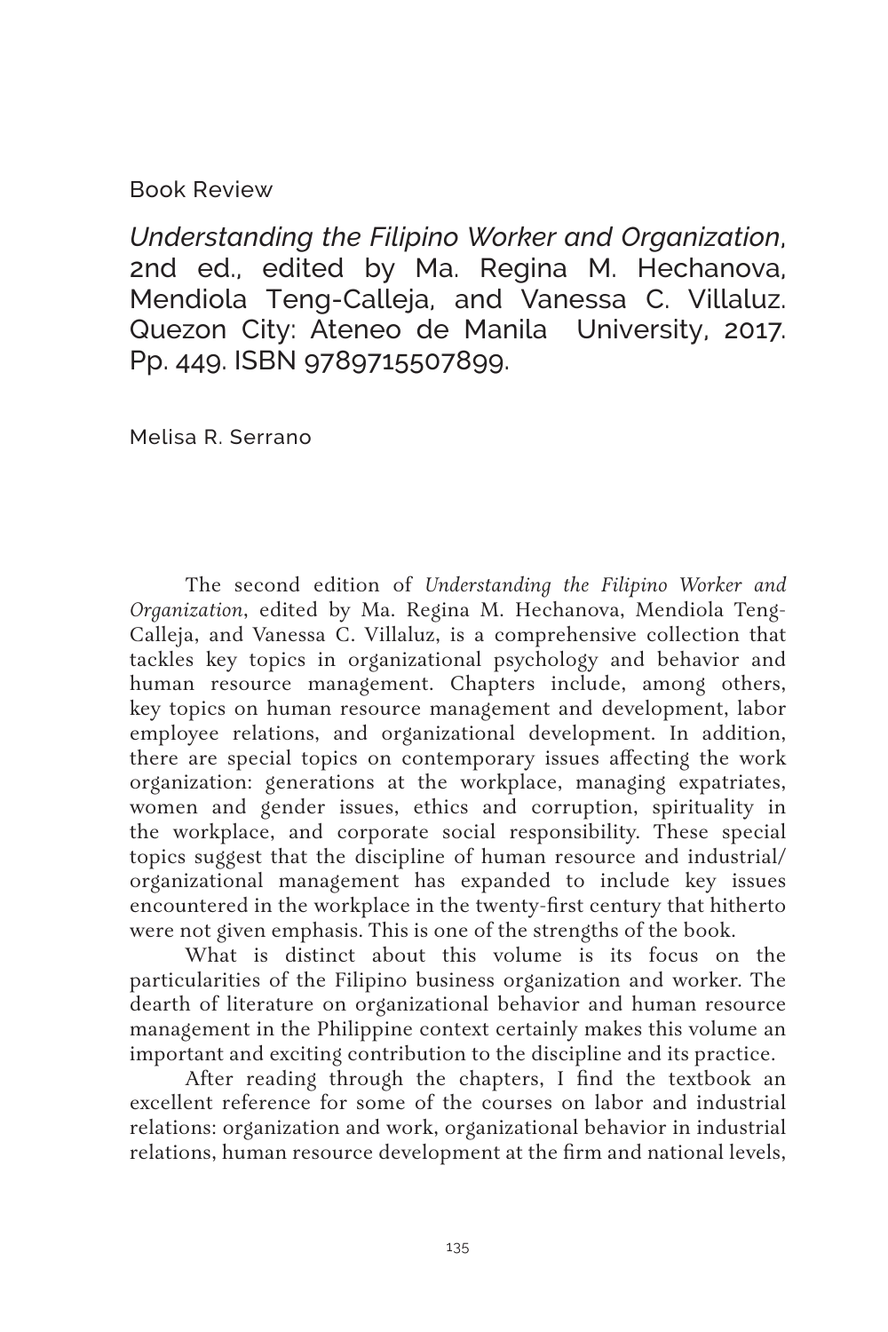Book Review

# *Understanding the Filipino Worker and Organization*, 2nd ed., edited by Ma. Regina M. Hechanova, Mendiola Teng-Calleja, and Vanessa C. Villaluz. Quezon City: Ateneo de Manila University, 2017. Pp. 449. ISBN 9789715507899.

Melisa R. Serrano

The second edition of *Understanding the Filipino Worker and Organization*, edited by Ma. Regina M. Hechanova, Mendiola Teng-Calleja, and Vanessa C. Villaluz, is a comprehensive collection that tackles key topics in organizational psychology and behavior and human resource management. Chapters include, among others, key topics on human resource management and development, labor employee relations, and organizational development. In addition, there are special topics on contemporary issues affecting the work organization: generations at the workplace, managing expatriates, women and gender issues, ethics and corruption, spirituality in the workplace, and corporate social responsibility. These special topics suggest that the discipline of human resource and industrial/organizational management has expanded to include key issues encountered in the workplace in the twenty-first century that hitherto were not given emphasis. This is one of the strengths of the book.

What is distinct about this volume is its focus on the particularities of the Filipino business organization and worker. The dearth of literature on organizational behavior and human resource management in the Philippine context certainly makes this volume an important and exciting contribution to the discipline and its practice.

After reading through the chapters, I find the textbook an excellent reference for some of the courses on labor and industrial relations: organization and work, organizational behavior in industrial relations, human resource development at the firm and national levels,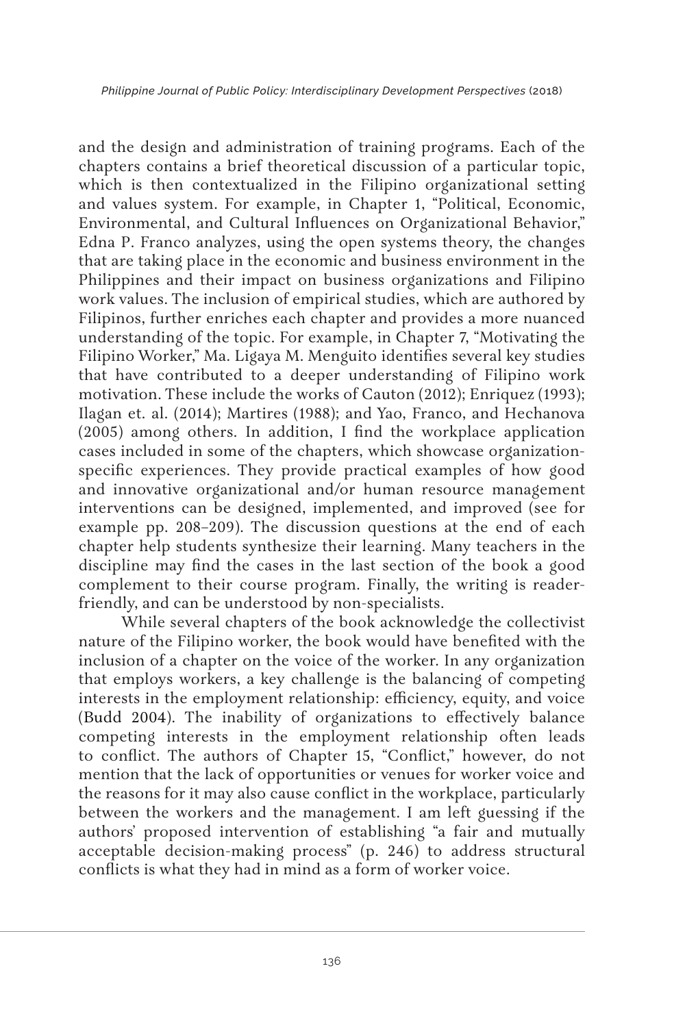and the design and administration of training programs. Each of the chapters contains a brief theoretical discussion of a particular topic, which is then contextualized in the Filipino organizational setting and values system. For example, in Chapter 1, "Political, Economic, Environmental, and Cultural Influences on Organizational Behavior," Edna P. Franco analyzes, using the open systems theory, the changes that are taking place in the economic and business environment in the Philippines and their impact on business organizations and Filipino work values. The inclusion of empirical studies, which are authored by Filipinos, further enriches each chapter and provides a more nuanced understanding of the topic. For example, in Chapter 7, "Motivating the Filipino Worker," Ma. Ligaya M. Menguito identifies several key studies that have contributed to a deeper understanding of Filipino work motivation. These include the works of Cauton (2012); Enriquez (1993); Ilagan et. al. (2014); Martires (1988); and Yao, Franco, and Hechanova (2005) among others. In addition, I find the workplace application cases included in some of the chapters, which showcase organization-specific experiences. They provide practical examples of how good and innovative organizational and/or human resource management interventions can be designed, implemented, and improved (see for example pp. 208–209). The discussion questions at the end of each chapter help students synthesize their learning. Many teachers in the discipline may find the cases in the last section of the book a good complement to their course program. Finally, the writing is reader-friendly, and can be understood by non-specialists.

While several chapters of the book acknowledge the collectivist nature of the Filipino worker, the book would have benefited with the inclusion of a chapter on the voice of the worker. In any organization that employs workers, a key challenge is the balancing of competing interests in the employment relationship: efficiency, equity, and voice (Budd 2004). The inability of organizations to effectively balance competing interests in the employment relationship often leads to conflict. The authors of Chapter 15, "Conflict," however, do not mention that the lack of opportunities or venues for worker voice and the reasons for it may also cause conflict in the workplace, particularly between the workers and the management. I am left guessing if the authors' proposed intervention of establishing "a fair and mutually acceptable decision-making process" (p. 246) to address structural conflicts is what they had in mind as a form of worker voice.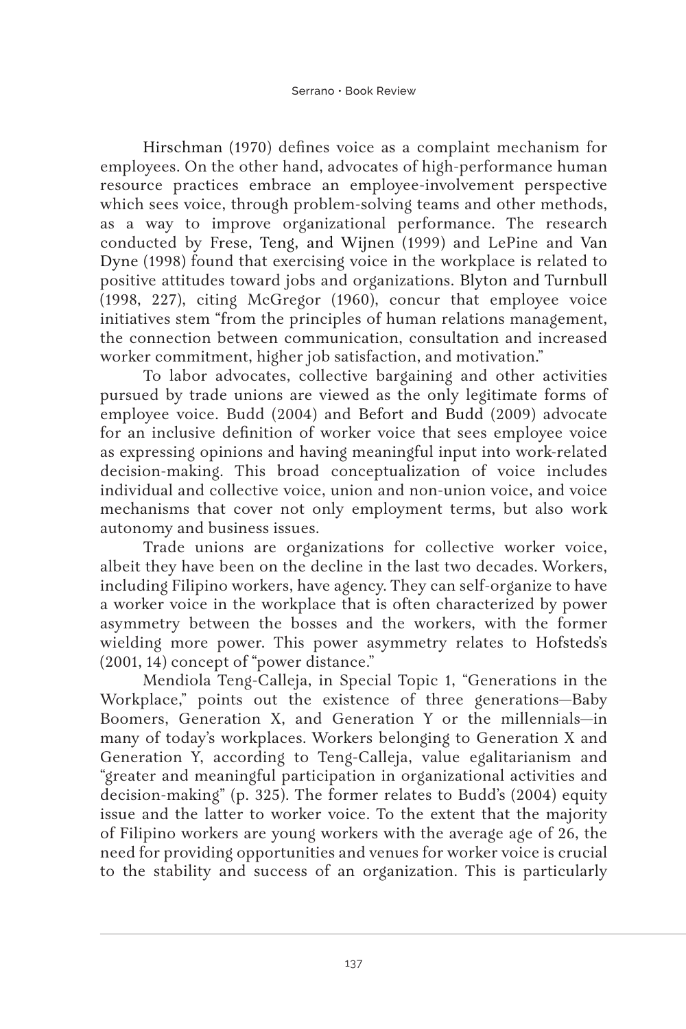Hirschman (1970) defines voice as a complaint mechanism for employees. On the other hand, advocates of high-performance human resource practices embrace an employee-involvement perspective which sees voice, through problem-solving teams and other methods, as a way to improve organizational performance. The research conducted by Frese, Teng, and Wijnen (1999) and LePine and Van Dyne (1998) found that exercising voice in the workplace is related to positive attitudes toward jobs and organizations. Blyton and Turnbull (1998, 227), citing McGregor (1960), concur that employee voice initiatives stem "from the principles of human relations management, the connection between communication, consultation and increased worker commitment, higher job satisfaction, and motivation."

To labor advocates, collective bargaining and other activities pursued by trade unions are viewed as the only legitimate forms of employee voice. Budd (2004) and Befort and Budd (2009) advocate for an inclusive definition of worker voice that sees employee voice as expressing opinions and having meaningful input into work-related decision-making. This broad conceptualization of voice includes individual and collective voice, union and non-union voice, and voice mechanisms that cover not only employment terms, but also work autonomy and business issues.

Trade unions are organizations for collective worker voice, albeit they have been on the decline in the last two decades. Workers, including Filipino workers, have agency. They can self-organize to have a worker voice in the workplace that is often characterized by power asymmetry between the bosses and the workers, with the former wielding more power. This power asymmetry relates to Hofsteds's (2001, 14) concept of "power distance."

Mendiola Teng-Calleja, in Special Topic 1, "Generations in the Workplace," points out the existence of three generations—Baby Boomers, Generation X, and Generation Y or the millennials—in many of today's workplaces. Workers belonging to Generation X and Generation Y, according to Teng-Calleja, value egalitarianism and "greater and meaningful participation in organizational activities and decision-making" (p. 325). The former relates to Budd's (2004) equity issue and the latter to worker voice. To the extent that the majority of Filipino workers are young workers with the average age of 26, the need for providing opportunities and venues for worker voice is crucial to the stability and success of an organization. This is particularly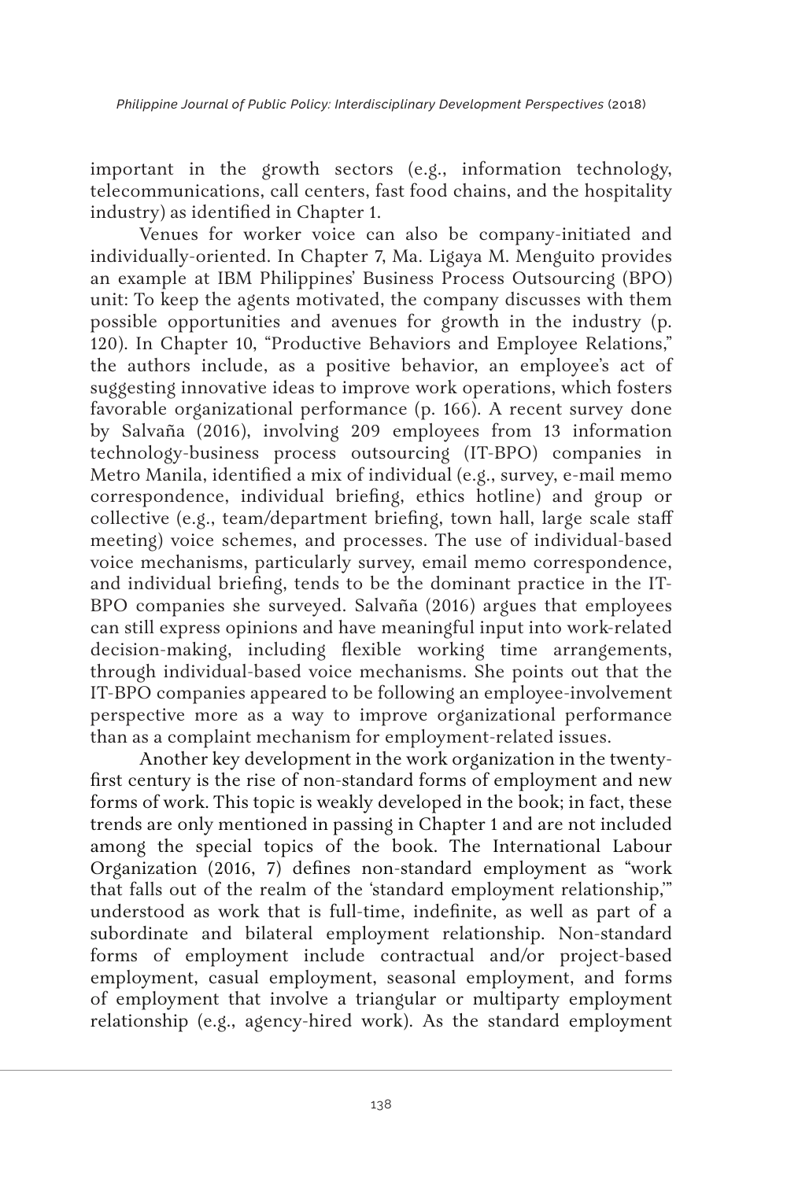important in the growth sectors (e.g., information technology, telecommunications, call centers, fast food chains, and the hospitality industry) as identified in Chapter 1.

Venues for worker voice can also be company-initiated and individually-oriented. In Chapter 7, Ma. Ligaya M. Menguito provides an example at IBM Philippines' Business Process Outsourcing (BPO) unit: To keep the agents motivated, the company discusses with them possible opportunities and avenues for growth in the industry (p. 120). In Chapter 10, "Productive Behaviors and Employee Relations," the authors include, as a positive behavior, an employee's act of suggesting innovative ideas to improve work operations, which fosters favorable organizational performance (p. 166). A recent survey done by Salvaña (2016), involving 209 employees from 13 information technology-business process outsourcing (IT-BPO) companies in Metro Manila, identified a mix of individual (e.g., survey, e-mail memo correspondence, individual briefing, ethics hotline) and group or collective (e.g., team/department briefing, town hall, large scale staff meeting) voice schemes, and processes. The use of individual-based voice mechanisms, particularly survey, email memo correspondence, and individual briefing, tends to be the dominant practice in the IT-BPO companies she surveyed. Salvaña (2016) argues that employees can still express opinions and have meaningful input into work-related decision-making, including flexible working time arrangements, through individual-based voice mechanisms. She points out that the IT-BPO companies appeared to be following an employee-involvement perspective more as a way to improve organizational performance than as a complaint mechanism for employment-related issues.

Another key development in the work organization in the twenty-first century is the rise of non-standard forms of employment and new forms of work. This topic is weakly developed in the book; in fact, these trends are only mentioned in passing in Chapter 1 and are not included among the special topics of the book. The International Labour Organization (2016, 7) defines non-standard employment as "work that falls out of the realm of the 'standard employment relationship,'" understood as work that is full-time, indefinite, as well as part of a subordinate and bilateral employment relationship. Non-standard forms of employment include contractual and/or project-based employment, casual employment, seasonal employment, and forms of employment that involve a triangular or multiparty employment relationship (e.g., agency-hired work). As the standard employment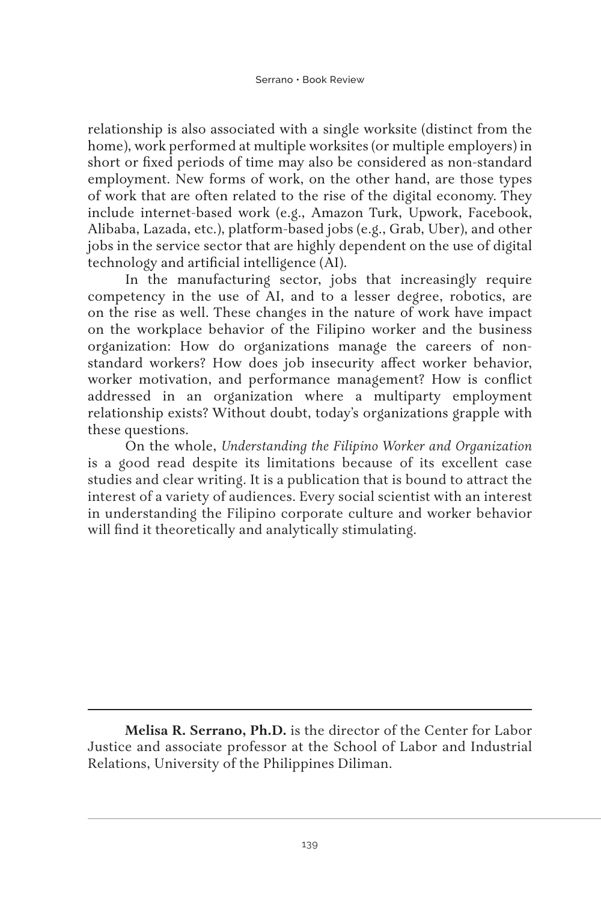relationship is also associated with a single worksite (distinct from the home), work performed at multiple worksites (or multiple employers) in short or fixed periods of time may also be considered as non-standard employment. New forms of work, on the other hand, are those types of work that are often related to the rise of the digital economy. They include internet-based work (e.g., Amazon Turk, Upwork, Facebook, Alibaba, Lazada, etc.), platform-based jobs (e.g., Grab, Uber), and other jobs in the service sector that are highly dependent on the use of digital technology and artificial intelligence (AI).

In the manufacturing sector, jobs that increasingly require competency in the use of AI, and to a lesser degree, robotics, are on the rise as well. These changes in the nature of work have impact on the workplace behavior of the Filipino worker and the business organization: How do organizations manage the careers of non-standard workers? How does job insecurity affect worker behavior, worker motivation, and performance management? How is conflict addressed in an organization where a multiparty employment relationship exists? Without doubt, today's organizations grapple with these questions.

On the whole, *Understanding the Filipino Worker and Organization* is a good read despite its limitations because of its excellent case studies and clear writing. It is a publication that is bound to attract the interest of a variety of audiences. Every social scientist with an interest in understanding the Filipino corporate culture and worker behavior will find it theoretically and analytically stimulating.

---

**Melisa R. Serrano, Ph.D.** is the director of the Center for Labor Justice and associate professor at the School of Labor and Industrial Relations, University of the Philippines Diliman.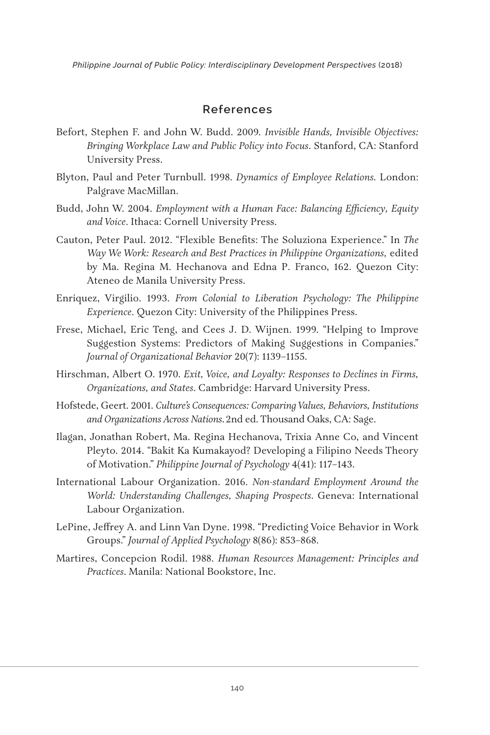## References

Befort, Stephen F. and John W. Budd. 2009. *Invisible Hands, Invisible Objectives: Bringing Workplace Law and Public Policy into Focus*. Stanford, CA: Stanford University Press.

Blyton, Paul and Peter Turnbull. 1998. *Dynamics of Employee Relations.* London: Palgrave MacMillan.

Budd, John W. 2004. *Employment with a Human Face: Balancing Efficiency, Equity and Voice*. Ithaca: Cornell University Press.

Cauton, Peter Paul. 2012. "Flexible Benefits: The Soluziona Experience." In *The Way We Work: Research and Best Practices in Philippine Organizations,* edited by Ma. Regina M. Hechanova and Edna P. Franco, 162. Quezon City: Ateneo de Manila University Press.

Enriquez, Virgilio. 1993. *From Colonial to Liberation Psychology: The Philippine Experience*. Quezon City: University of the Philippines Press.

Frese, Michael, Eric Teng, and Cees J. D. Wijnen. 1999. "Helping to Improve Suggestion Systems: Predictors of Making Suggestions in Companies." *Journal of Organizational Behavior* 20(7): 1139–1155.

Hirschman, Albert O. 1970. *Exit, Voice, and Loyalty: Responses to Declines in Firms, Organizations, and States*. Cambridge: Harvard University Press.

Hofstede, Geert. 2001. *Culture's Consequences: Comparing Values, Behaviors, Institutions and Organizations Across Nations*. 2nd ed. Thousand Oaks, CA: Sage.

Ilagan, Jonathan Robert, Ma. Regina Hechanova, Trixia Anne Co, and Vincent Pleyto. 2014. "Bakit Ka Kumakayod? Developing a Filipino Needs Theory of Motivation." *Philippine Journal of Psychology* 4(41): 117–143.

International Labour Organization. 2016. *Non-standard Employment Around the World: Understanding Challenges, Shaping Prospects*. Geneva: International Labour Organization.

LePine, Jeffrey A. and Linn Van Dyne. 1998. "Predicting Voice Behavior in Work Groups." *Journal of Applied Psychology* 8(86): 853–868.

Martires, Concepcion Rodil. 1988. *Human Resources Management: Principles and Practices*. Manila: National Bookstore, Inc.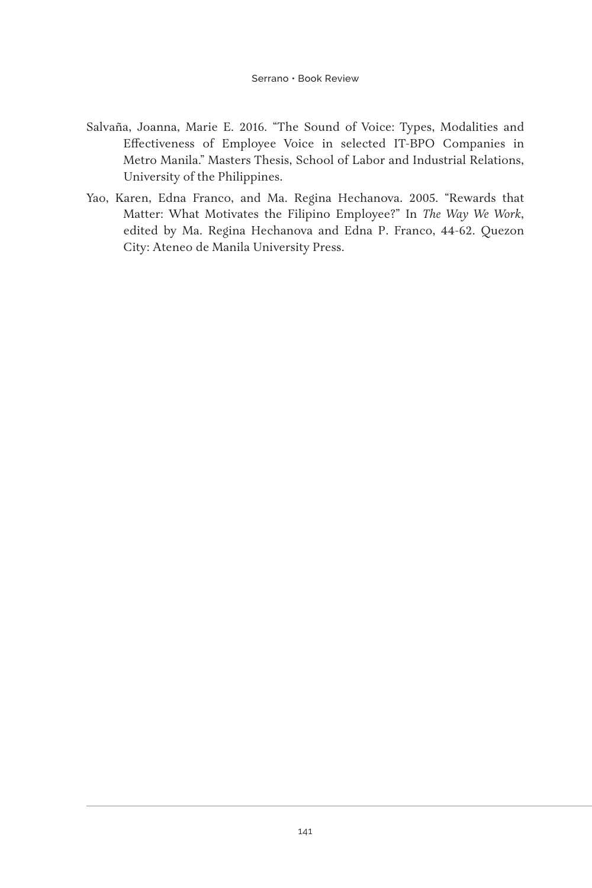Salvaña, Joanna, Marie E. 2016. "The Sound of Voice: Types, Modalities and Effectiveness of Employee Voice in selected IT-BPO Companies in Metro Manila." Masters Thesis, School of Labor and Industrial Relations, University of the Philippines.

Yao, Karen, Edna Franco, and Ma. Regina Hechanova. 2005. "Rewards that Matter: What Motivates the Filipino Employee?" In *The Way We Work*, edited by Ma. Regina Hechanova and Edna P. Franco, 44-62. Quezon City: Ateneo de Manila University Press.